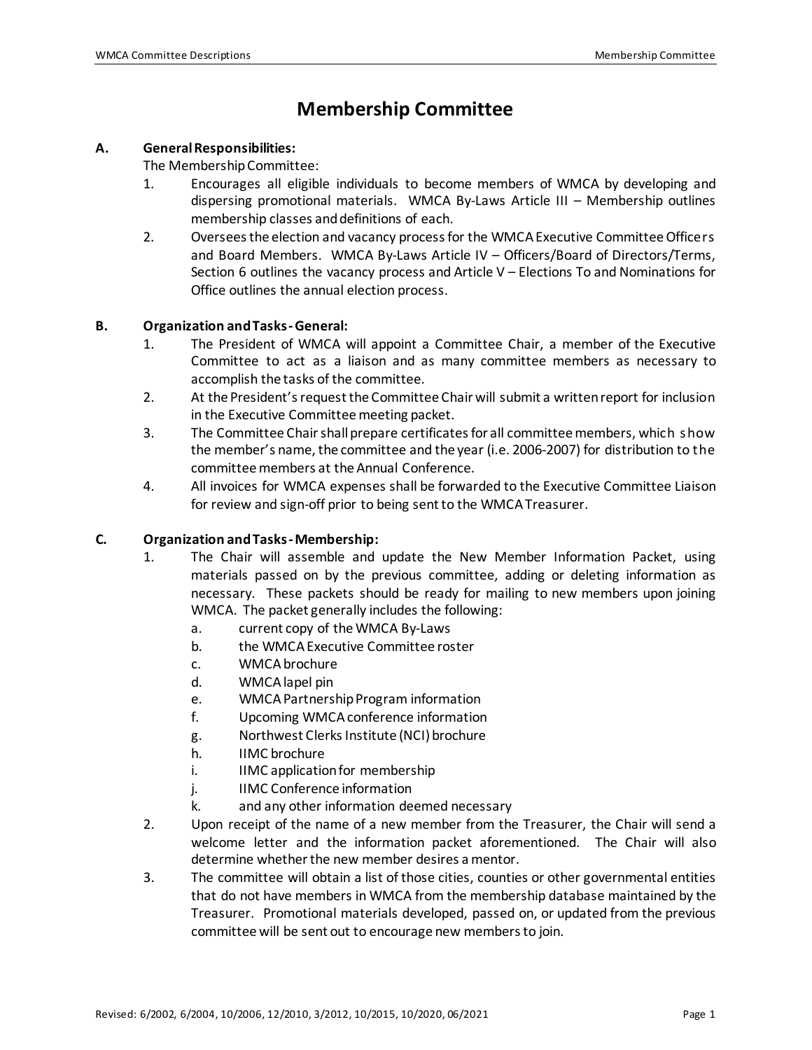# Membership Committee

## A. General Responsibilities:

The Membership Committee:

1. Encourages all eligible individuals to become members of WMCA by developing and dispersing promotional materials. WMCA By-Laws Article III – Membership outlines membership classes and definitions of each.
2. Oversees the election and vacancy process for the WMCA Executive Committee Officers and Board Members. WMCA By-Laws Article IV – Officers/Board of Directors/Terms, Section 6 outlines the vacancy process and Article V – Elections To and Nominations for Office outlines the annual election process.

## B. Organization and Tasks - General:

1. The President of WMCA will appoint a Committee Chair, a member of the Executive Committee to act as a liaison and as many committee members as necessary to accomplish the tasks of the committee.
2. At the President's request the Committee Chair will submit a written report for inclusion in the Executive Committee meeting packet.
3. The Committee Chair shall prepare certificates for all committee members, which show the member's name, the committee and the year (i.e. 2006-2007) for distribution to the committee members at the Annual Conference.
4. All invoices for WMCA expenses shall be forwarded to the Executive Committee Liaison for review and sign-off prior to being sent to the WMCA Treasurer.

## C. Organization and Tasks - Membership:

1. The Chair will assemble and update the New Member Information Packet, using materials passed on by the previous committee, adding or deleting information as necessary. These packets should be ready for mailing to new members upon joining WMCA. The packet generally includes the following:
   a. current copy of the WMCA By-Laws
   b. the WMCA Executive Committee roster
   c. WMCA brochure
   d. WMCA lapel pin
   e. WMCA Partnership Program information
   f. Upcoming WMCA conference information
   g. Northwest Clerks Institute (NCI) brochure
   h. IIMC brochure
   i. IIMC application for membership
   j. IIMC Conference information
   k. and any other information deemed necessary
2. Upon receipt of the name of a new member from the Treasurer, the Chair will send a welcome letter and the information packet aforementioned. The Chair will also determine whether the new member desires a mentor.
3. The committee will obtain a list of those cities, counties or other governmental entities that do not have members in WMCA from the membership database maintained by the Treasurer. Promotional materials developed, passed on, or updated from the previous committee will be sent out to encourage new members to join.

Revised: 6/2002, 6/2004, 10/2006, 12/2010, 3/2012, 10/2015, 10/2020, 06/2021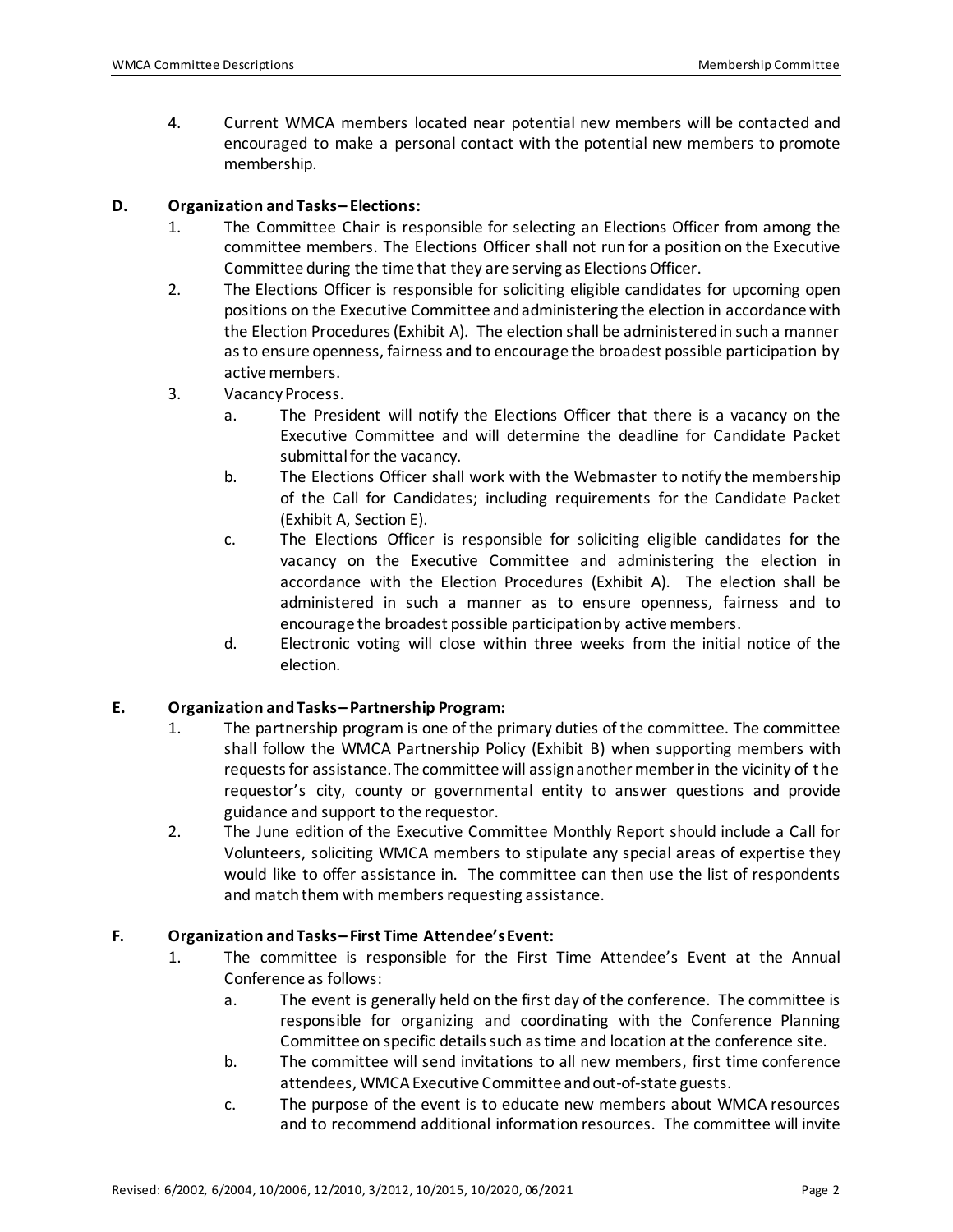4. Current WMCA members located near potential new members will be contacted and encouraged to make a personal contact with the potential new members to promote membership.

**D. Organization and Tasks – Elections:**

1. The Committee Chair is responsible for selecting an Elections Officer from among the committee members. The Elections Officer shall not run for a position on the Executive Committee during the time that they are serving as Elections Officer.
2. The Elections Officer is responsible for soliciting eligible candidates for upcoming open positions on the Executive Committee and administering the election in accordance with the Election Procedures (Exhibit A). The election shall be administered in such a manner as to ensure openness, fairness and to encourage the broadest possible participation by active members.
3. Vacancy Process.
   a. The President will notify the Elections Officer that there is a vacancy on the Executive Committee and will determine the deadline for Candidate Packet submittal for the vacancy.
   b. The Elections Officer shall work with the Webmaster to notify the membership of the Call for Candidates; including requirements for the Candidate Packet (Exhibit A, Section E).
   c. The Elections Officer is responsible for soliciting eligible candidates for the vacancy on the Executive Committee and administering the election in accordance with the Election Procedures (Exhibit A). The election shall be administered in such a manner as to ensure openness, fairness and to encourage the broadest possible participation by active members.
   d. Electronic voting will close within three weeks from the initial notice of the election.

**E. Organization and Tasks – Partnership Program:**

1. The partnership program is one of the primary duties of the committee. The committee shall follow the WMCA Partnership Policy (Exhibit B) when supporting members with requests for assistance. The committee will assign another member in the vicinity of the requestor's city, county or governmental entity to answer questions and provide guidance and support to the requestor.
2. The June edition of the Executive Committee Monthly Report should include a Call for Volunteers, soliciting WMCA members to stipulate any special areas of expertise they would like to offer assistance in. The committee can then use the list of respondents and match them with members requesting assistance.

**F. Organization and Tasks – First Time Attendee's Event:**

1. The committee is responsible for the First Time Attendee's Event at the Annual Conference as follows:
   a. The event is generally held on the first day of the conference. The committee is responsible for organizing and coordinating with the Conference Planning Committee on specific details such as time and location at the conference site.
   b. The committee will send invitations to all new members, first time conference attendees, WMCA Executive Committee and out-of-state guests.
   c. The purpose of the event is to educate new members about WMCA resources and to recommend additional information resources. The committee will invite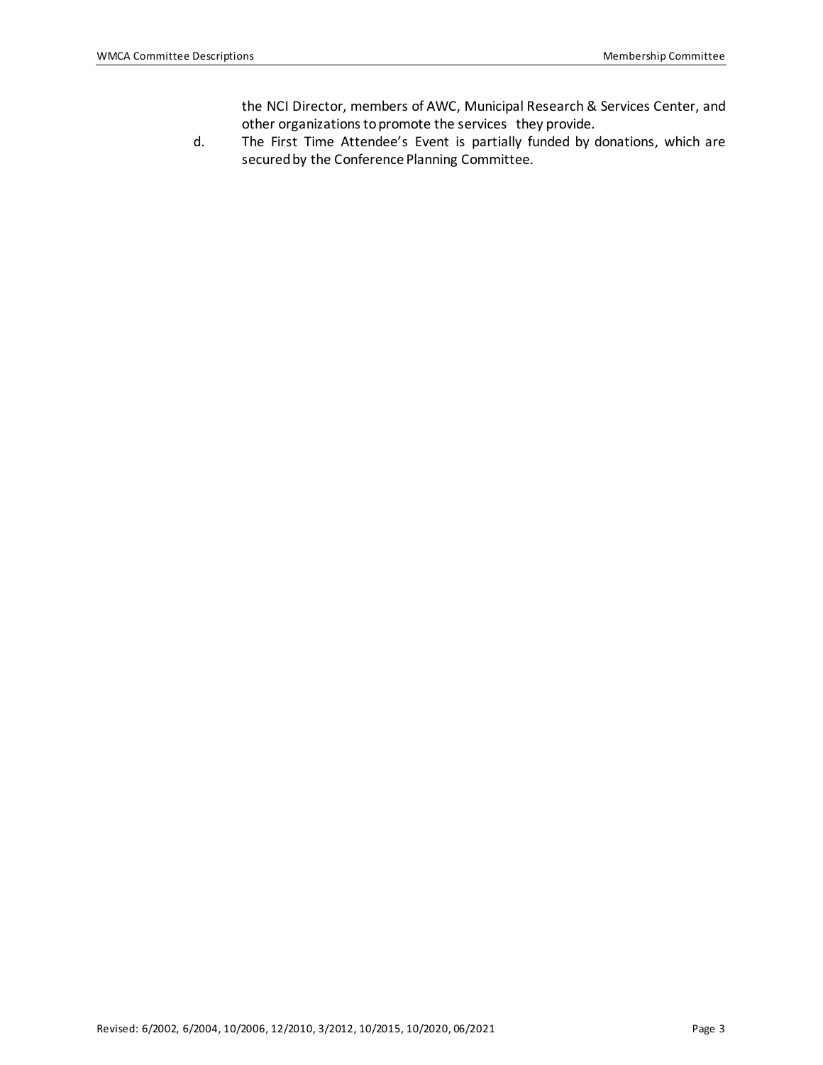the NCI Director, members of AWC, Municipal Research & Services Center, and other organizations to promote the services they provide.

d. The First Time Attendee's Event is partially funded by donations, which are secured by the Conference Planning Committee.

Revised: 6/2002, 6/2004, 10/2006, 12/2010, 3/2012, 10/2015, 10/2020, 06/2021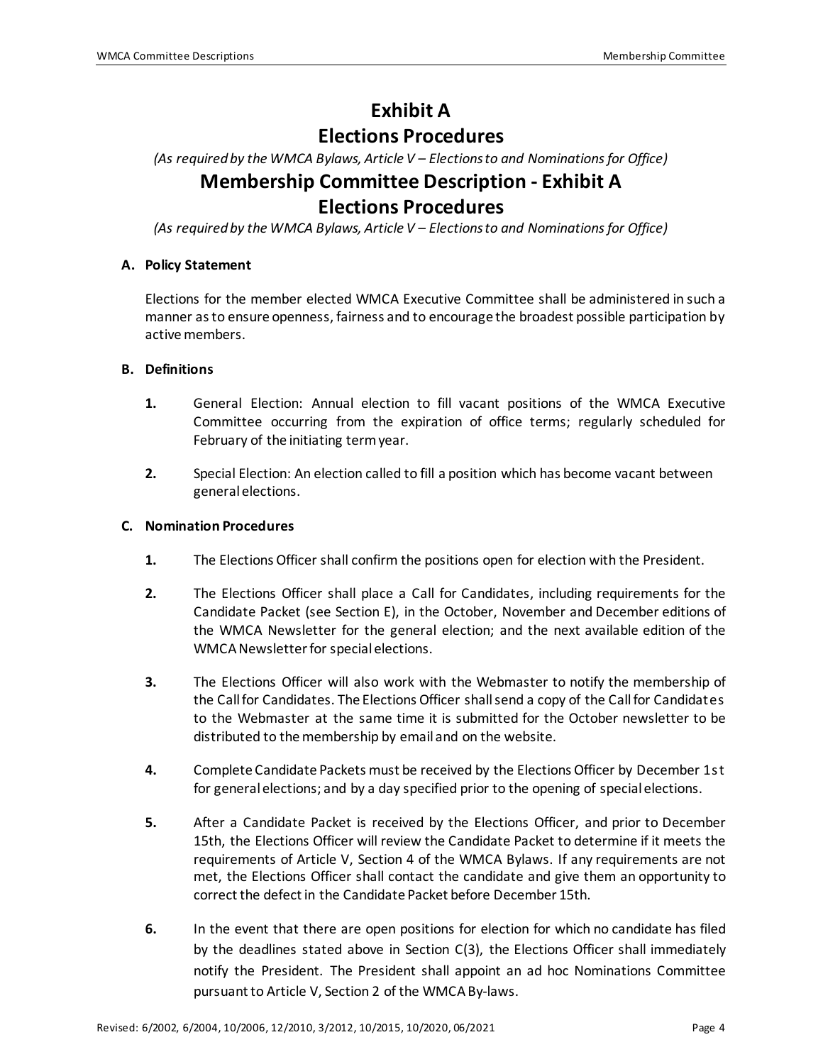# Exhibit A
# Elections Procedures

*(As required by the WMCA Bylaws, Article V – Elections to and Nominations for Office)*

# Membership Committee Description - Exhibit A
# Elections Procedures

*(As required by the WMCA Bylaws, Article V – Elections to and Nominations for Office)*

## A. Policy Statement

Elections for the member elected WMCA Executive Committee shall be administered in such a manner as to ensure openness, fairness and to encourage the broadest possible participation by active members.

## B. Definitions

**1.** General Election: Annual election to fill vacant positions of the WMCA Executive Committee occurring from the expiration of office terms; regularly scheduled for February of the initiating term year.

**2.** Special Election: An election called to fill a position which has become vacant between general elections.

## C. Nomination Procedures

**1.** The Elections Officer shall confirm the positions open for election with the President.

**2.** The Elections Officer shall place a Call for Candidates, including requirements for the Candidate Packet (see Section E), in the October, November and December editions of the WMCA Newsletter for the general election; and the next available edition of the WMCA Newsletter for special elections.

**3.** The Elections Officer will also work with the Webmaster to notify the membership of the Call for Candidates. The Elections Officer shall send a copy of the Call for Candidates to the Webmaster at the same time it is submitted for the October newsletter to be distributed to the membership by email and on the website.

**4.** Complete Candidate Packets must be received by the Elections Officer by December 1st for general elections; and by a day specified prior to the opening of special elections.

**5.** After a Candidate Packet is received by the Elections Officer, and prior to December 15th, the Elections Officer will review the Candidate Packet to determine if it meets the requirements of Article V, Section 4 of the WMCA Bylaws. If any requirements are not met, the Elections Officer shall contact the candidate and give them an opportunity to correct the defect in the Candidate Packet before December 15th.

**6.** In the event that there are open positions for election for which no candidate has filed by the deadlines stated above in Section C(3), the Elections Officer shall immediately notify the President. The President shall appoint an ad hoc Nominations Committee pursuant to Article V, Section 2 of the WMCA By-laws.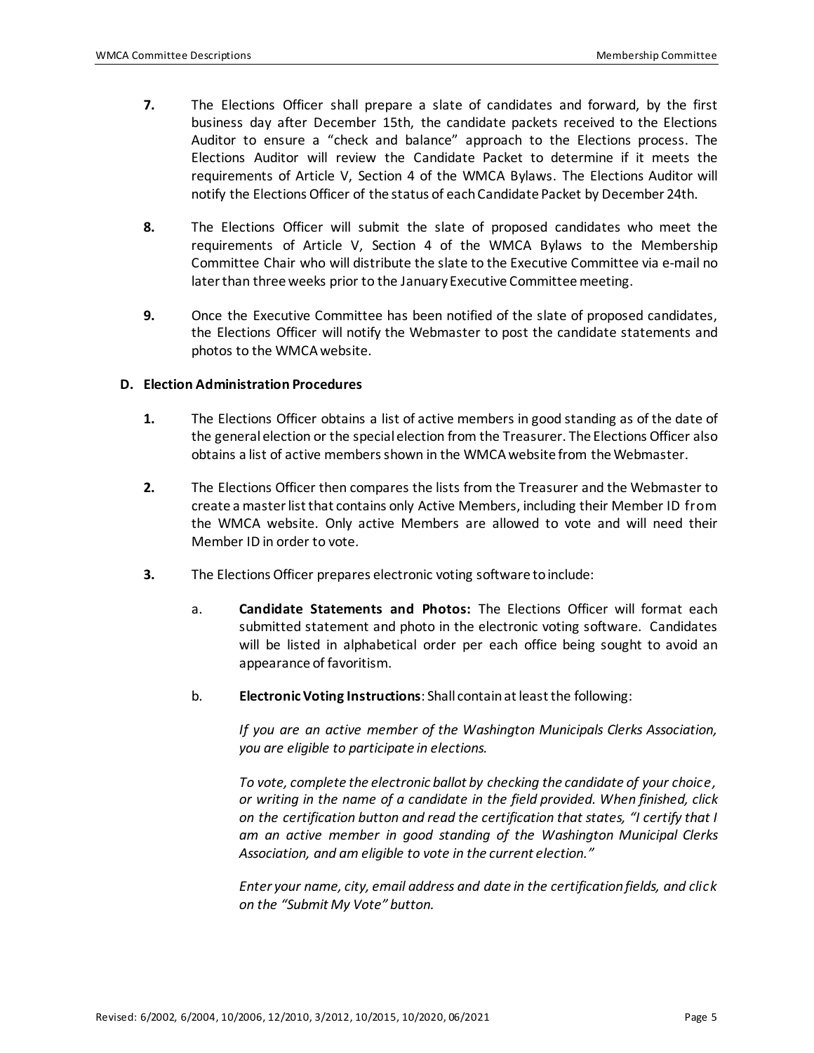**7.** The Elections Officer shall prepare a slate of candidates and forward, by the first business day after December 15th, the candidate packets received to the Elections Auditor to ensure a "check and balance" approach to the Elections process. The Elections Auditor will review the Candidate Packet to determine if it meets the requirements of Article V, Section 4 of the WMCA Bylaws. The Elections Auditor will notify the Elections Officer of the status of each Candidate Packet by December 24th.

**8.** The Elections Officer will submit the slate of proposed candidates who meet the requirements of Article V, Section 4 of the WMCA Bylaws to the Membership Committee Chair who will distribute the slate to the Executive Committee via e-mail no later than three weeks prior to the January Executive Committee meeting.

**9.** Once the Executive Committee has been notified of the slate of proposed candidates, the Elections Officer will notify the Webmaster to post the candidate statements and photos to the WMCA website.

### D. Election Administration Procedures

**1.** The Elections Officer obtains a list of active members in good standing as of the date of the general election or the special election from the Treasurer. The Elections Officer also obtains a list of active members shown in the WMCA website from the Webmaster.

**2.** The Elections Officer then compares the lists from the Treasurer and the Webmaster to create a master list that contains only Active Members, including their Member ID from the WMCA website. Only active Members are allowed to vote and will need their Member ID in order to vote.

**3.** The Elections Officer prepares electronic voting software to include:

a. **Candidate Statements and Photos:** The Elections Officer will format each submitted statement and photo in the electronic voting software. Candidates will be listed in alphabetical order per each office being sought to avoid an appearance of favoritism.

b. **Electronic Voting Instructions**: Shall contain at least the following:

*If you are an active member of the Washington Municipals Clerks Association, you are eligible to participate in elections.*

*To vote, complete the electronic ballot by checking the candidate of your choice, or writing in the name of a candidate in the field provided. When finished, click on the certification button and read the certification that states, "I certify that I am an active member in good standing of the Washington Municipal Clerks Association, and am eligible to vote in the current election."*

*Enter your name, city, email address and date in the certification fields, and click on the "Submit My Vote" button.*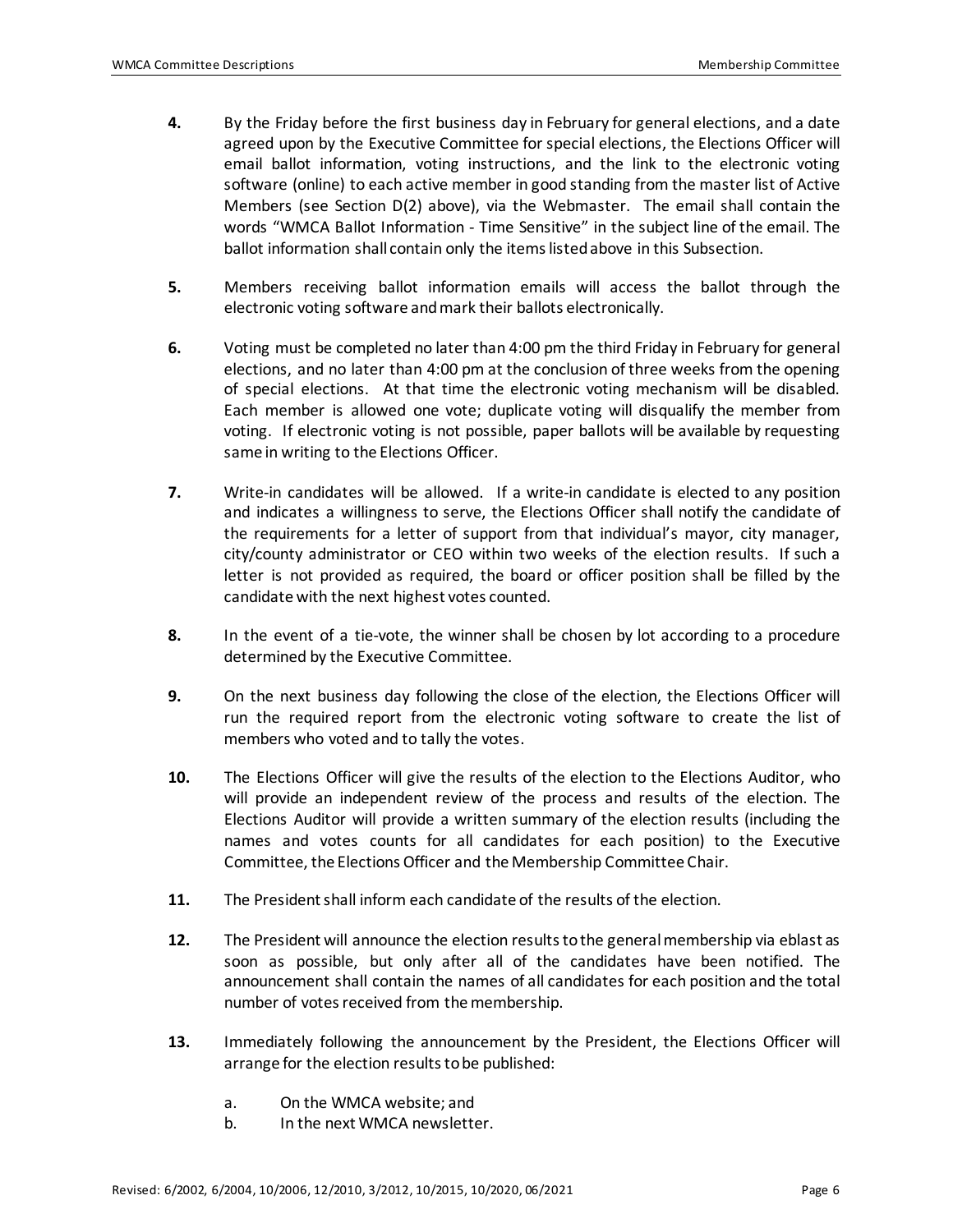**4.** By the Friday before the first business day in February for general elections, and a date agreed upon by the Executive Committee for special elections, the Elections Officer will email ballot information, voting instructions, and the link to the electronic voting software (online) to each active member in good standing from the master list of Active Members (see Section D(2) above), via the Webmaster. The email shall contain the words "WMCA Ballot Information - Time Sensitive" in the subject line of the email. The ballot information shall contain only the items listed above in this Subsection.

**5.** Members receiving ballot information emails will access the ballot through the electronic voting software and mark their ballots electronically.

**6.** Voting must be completed no later than 4:00 pm the third Friday in February for general elections, and no later than 4:00 pm at the conclusion of three weeks from the opening of special elections. At that time the electronic voting mechanism will be disabled. Each member is allowed one vote; duplicate voting will disqualify the member from voting. If electronic voting is not possible, paper ballots will be available by requesting same in writing to the Elections Officer.

**7.** Write-in candidates will be allowed. If a write-in candidate is elected to any position and indicates a willingness to serve, the Elections Officer shall notify the candidate of the requirements for a letter of support from that individual's mayor, city manager, city/county administrator or CEO within two weeks of the election results. If such a letter is not provided as required, the board or officer position shall be filled by the candidate with the next highest votes counted.

**8.** In the event of a tie-vote, the winner shall be chosen by lot according to a procedure determined by the Executive Committee.

**9.** On the next business day following the close of the election, the Elections Officer will run the required report from the electronic voting software to create the list of members who voted and to tally the votes.

**10.** The Elections Officer will give the results of the election to the Elections Auditor, who will provide an independent review of the process and results of the election. The Elections Auditor will provide a written summary of the election results (including the names and votes counts for all candidates for each position) to the Executive Committee, the Elections Officer and the Membership Committee Chair.

**11.** The President shall inform each candidate of the results of the election.

**12.** The President will announce the election results to the general membership via eblast as soon as possible, but only after all of the candidates have been notified. The announcement shall contain the names of all candidates for each position and the total number of votes received from the membership.

**13.** Immediately following the announcement by the President, the Elections Officer will arrange for the election results to be published:

   a. On the WMCA website; and
   b. In the next WMCA newsletter.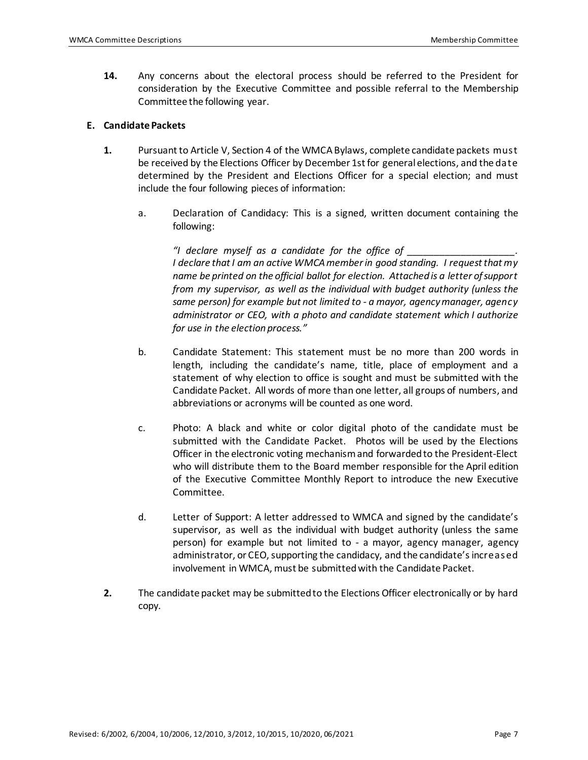**14.** Any concerns about the electoral process should be referred to the President for consideration by the Executive Committee and possible referral to the Membership Committee the following year.

### E. Candidate Packets

**1.** Pursuant to Article V, Section 4 of the WMCA Bylaws, complete candidate packets must be received by the Elections Officer by December 1st for general elections, and the date determined by the President and Elections Officer for a special election; and must include the four following pieces of information:

a. Declaration of Candidacy: This is a signed, written document containing the following:

> *"I declare myself as a candidate for the office of ____________________. I declare that I am an active WMCA member in good standing. I request that my name be printed on the official ballot for election. Attached is a letter of support from my supervisor, as well as the individual with budget authority (unless the same person) for example but not limited to - a mayor, agency manager, agency administrator or CEO, with a photo and candidate statement which I authorize for use in the election process."*

b. Candidate Statement: This statement must be no more than 200 words in length, including the candidate's name, title, place of employment and a statement of why election to office is sought and must be submitted with the Candidate Packet. All words of more than one letter, all groups of numbers, and abbreviations or acronyms will be counted as one word.

c. Photo: A black and white or color digital photo of the candidate must be submitted with the Candidate Packet. Photos will be used by the Elections Officer in the electronic voting mechanism and forwarded to the President-Elect who will distribute them to the Board member responsible for the April edition of the Executive Committee Monthly Report to introduce the new Executive Committee.

d. Letter of Support: A letter addressed to WMCA and signed by the candidate's supervisor, as well as the individual with budget authority (unless the same person) for example but not limited to - a mayor, agency manager, agency administrator, or CEO, supporting the candidacy, and the candidate's increased involvement in WMCA, must be submitted with the Candidate Packet.

**2.** The candidate packet may be submitted to the Elections Officer electronically or by hard copy.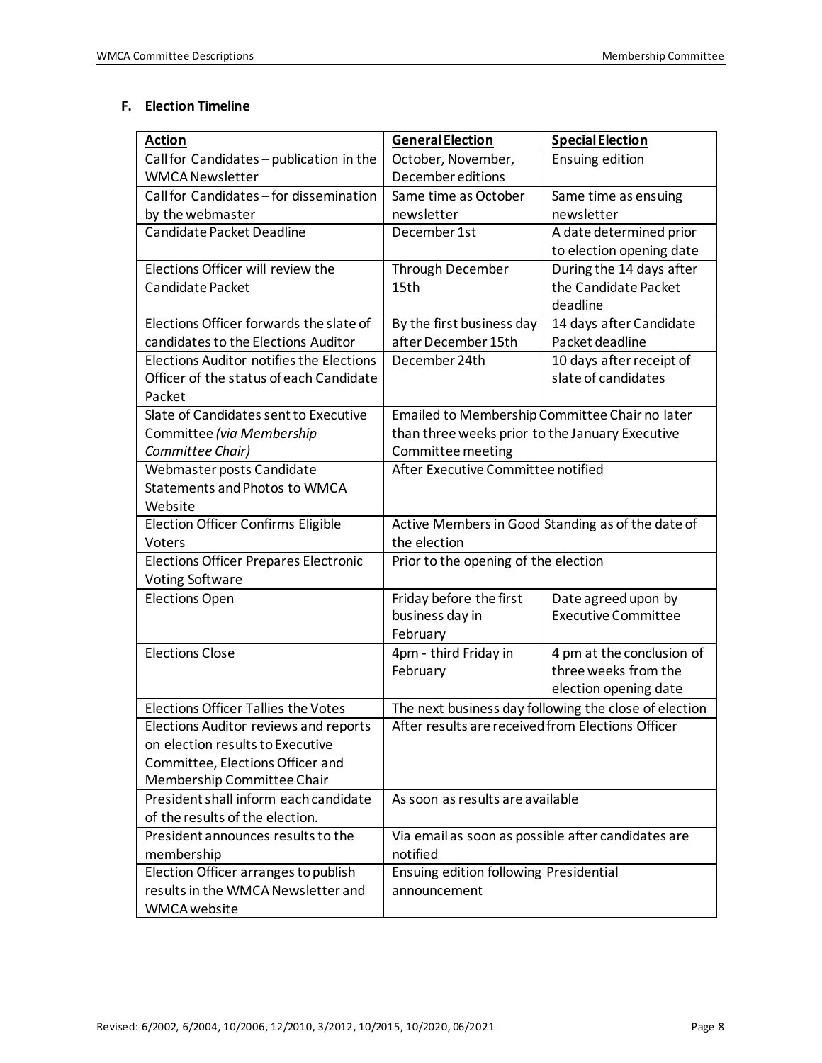### F. Election Timeline

| Action | General Election | Special Election |
|---|---|---|
| Call for Candidates – publication in the WMCA Newsletter | October, November, December editions | Ensuing edition |
| Call for Candidates – for dissemination by the webmaster | Same time as October newsletter | Same time as ensuing newsletter |
| Candidate Packet Deadline | December 1st | A date determined prior to election opening date |
| Elections Officer will review the Candidate Packet | Through December 15th | During the 14 days after the Candidate Packet deadline |
| Elections Officer forwards the slate of candidates to the Elections Auditor | By the first business day after December 15th | 14 days after Candidate Packet deadline |
| Elections Auditor notifies the Elections Officer of the status of each Candidate Packet | December 24th | 10 days after receipt of slate of candidates |
| Slate of Candidates sent to Executive Committee *(via Membership Committee Chair)* | Emailed to Membership Committee Chair no later than three weeks prior to the January Executive Committee meeting | |
| Webmaster posts Candidate Statements and Photos to WMCA Website | After Executive Committee notified | |
| Election Officer Confirms Eligible Voters | Active Members in Good Standing as of the date of the election | |
| Elections Officer Prepares Electronic Voting Software | Prior to the opening of the election | |
| Elections Open | Friday before the first business day in February | Date agreed upon by Executive Committee |
| Elections Close | 4pm - third Friday in February | 4 pm at the conclusion of three weeks from the election opening date |
| Elections Officer Tallies the Votes | The next business day following the close of election | |
| Elections Auditor reviews and reports on election results to Executive Committee, Elections Officer and Membership Committee Chair | After results are received from Elections Officer | |
| President shall inform each candidate of the results of the election. | As soon as results are available | |
| President announces results to the membership | Via email as soon as possible after candidates are notified | |
| Election Officer arranges to publish results in the WMCA Newsletter and WMCA website | Ensuing edition following Presidential announcement | |

Revised: 6/2002, 6/2004, 10/2006, 12/2010, 3/2012, 10/2015, 10/2020, 06/2021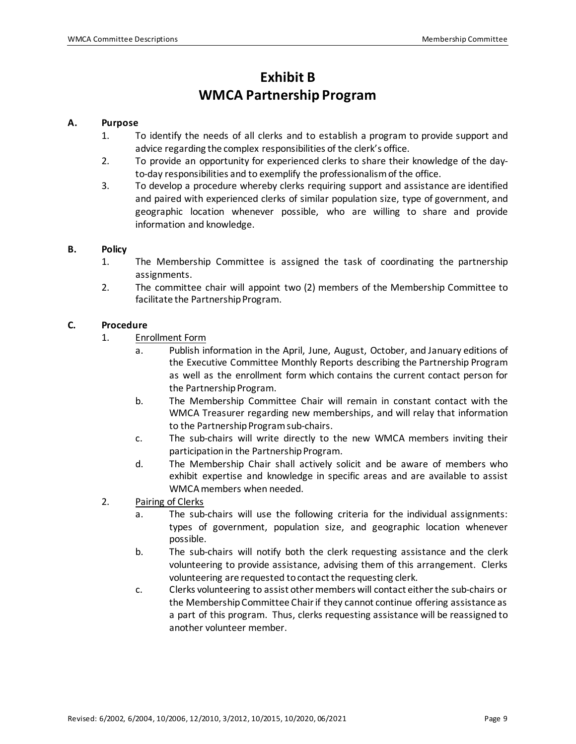# Exhibit B
# WMCA Partnership Program

**A. Purpose**

1. To identify the needs of all clerks and to establish a program to provide support and advice regarding the complex responsibilities of the clerk's office.
2. To provide an opportunity for experienced clerks to share their knowledge of the day-to-day responsibilities and to exemplify the professionalism of the office.
3. To develop a procedure whereby clerks requiring support and assistance are identified and paired with experienced clerks of similar population size, type of government, and geographic location whenever possible, who are willing to share and provide information and knowledge.

**B. Policy**

1. The Membership Committee is assigned the task of coordinating the partnership assignments.
2. The committee chair will appoint two (2) members of the Membership Committee to facilitate the Partnership Program.

**C. Procedure**

1. <u>Enrollment Form</u>
   a. Publish information in the April, June, August, October, and January editions of the Executive Committee Monthly Reports describing the Partnership Program as well as the enrollment form which contains the current contact person for the Partnership Program.
   b. The Membership Committee Chair will remain in constant contact with the WMCA Treasurer regarding new memberships, and will relay that information to the Partnership Program sub-chairs.
   c. The sub-chairs will write directly to the new WMCA members inviting their participation in the Partnership Program.
   d. The Membership Chair shall actively solicit and be aware of members who exhibit expertise and knowledge in specific areas and are available to assist WMCA members when needed.
2. <u>Pairing of Clerks</u>
   a. The sub-chairs will use the following criteria for the individual assignments: types of government, population size, and geographic location whenever possible.
   b. The sub-chairs will notify both the clerk requesting assistance and the clerk volunteering to provide assistance, advising them of this arrangement. Clerks volunteering are requested to contact the requesting clerk.
   c. Clerks volunteering to assist other members will contact either the sub-chairs or the Membership Committee Chair if they cannot continue offering assistance as a part of this program. Thus, clerks requesting assistance will be reassigned to another volunteer member.

Revised: 6/2002, 6/2004, 10/2006, 12/2010, 3/2012, 10/2015, 10/2020, 06/2021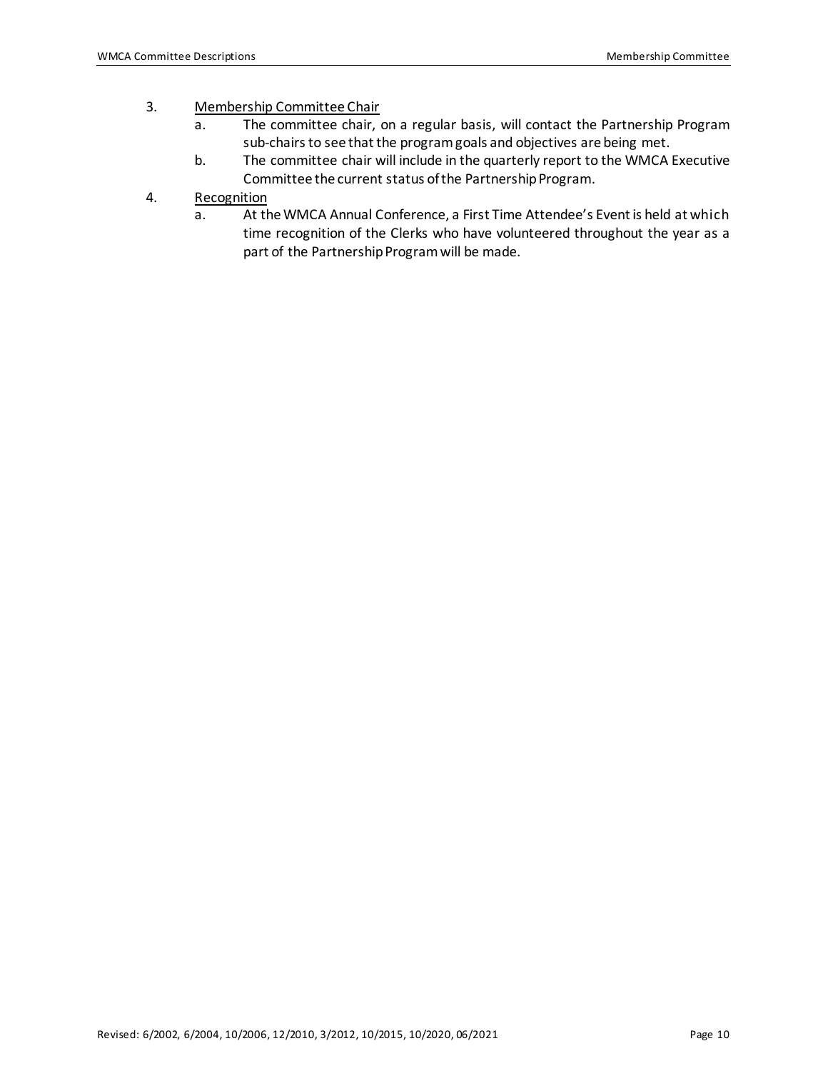3. <u>Membership Committee Chair</u>
    a. The committee chair, on a regular basis, will contact the Partnership Program sub-chairs to see that the program goals and objectives are being met.
    b. The committee chair will include in the quarterly report to the WMCA Executive Committee the current status of the Partnership Program.
4. <u>Recognition</u>
    a. At the WMCA Annual Conference, a First Time Attendee's Event is held at which time recognition of the Clerks who have volunteered throughout the year as a part of the Partnership Program will be made.

Revised: 6/2002, 6/2004, 10/2006, 12/2010, 3/2012, 10/2015, 10/2020, 06/2021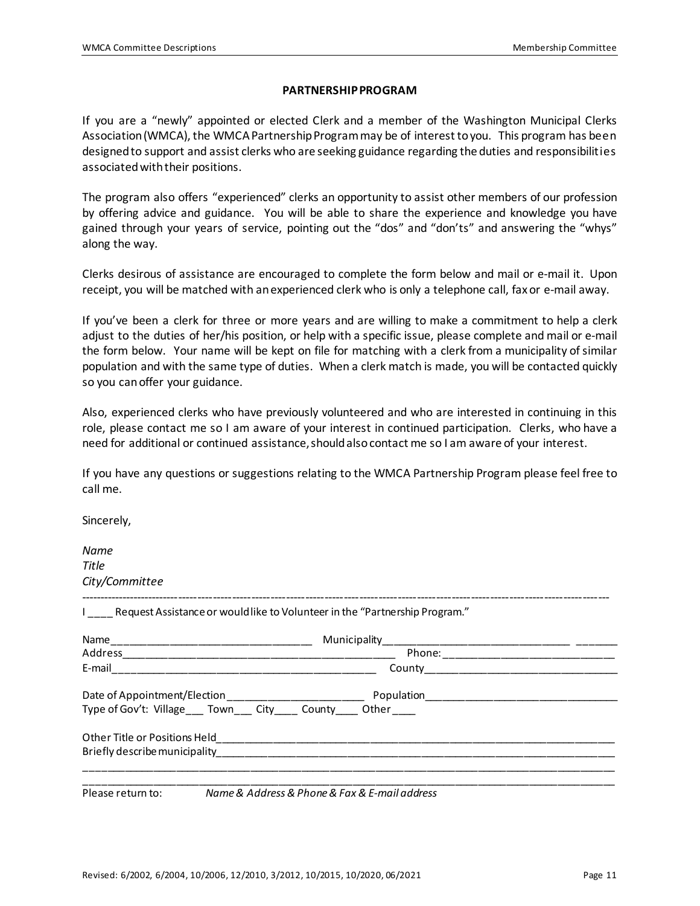## PARTNERSHIP PROGRAM

If you are a "newly" appointed or elected Clerk and a member of the Washington Municipal Clerks Association (WMCA), the WMCA Partnership Program may be of interest to you. This program has been designed to support and assist clerks who are seeking guidance regarding the duties and responsibilities associated with their positions.

The program also offers "experienced" clerks an opportunity to assist other members of our profession by offering advice and guidance. You will be able to share the experience and knowledge you have gained through your years of service, pointing out the "dos" and "don'ts" and answering the "whys" along the way.

Clerks desirous of assistance are encouraged to complete the form below and mail or e-mail it. Upon receipt, you will be matched with an experienced clerk who is only a telephone call, fax or e-mail away.

If you've been a clerk for three or more years and are willing to make a commitment to help a clerk adjust to the duties of her/his position, or help with a specific issue, please complete and mail or e-mail the form below. Your name will be kept on file for matching with a clerk from a municipality of similar population and with the same type of duties. When a clerk match is made, you will be contacted quickly so you can offer your guidance.

Also, experienced clerks who have previously volunteered and who are interested in continuing in this role, please contact me so I am aware of your interest in continued participation. Clerks, who have a need for additional or continued assistance, should also contact me so I am aware of your interest.

If you have any questions or suggestions relating to the WMCA Partnership Program please feel free to call me.

Sincerely,

*Name*
*Title*
*City/Committee*

---

I ____ Request Assistance or would like to Volunteer in the "Partnership Program."

Name_________________________________ Municipality_______________________________ _______
Address_______________________________________________ Phone:_____________________________
E-mail____________________________________________ County_________________________________

Date of Appointment/Election ______________________ Population_______________________________
Type of Gov't: Village___ Town___ City____ County____ Other____

Other Title or Positions Held_____________________________________________________________________
Briefly describe municipality_____________________________________________________________________
______________________________________________________________________________________________
______________________________________________________________________________________________

Please return to: *Name & Address & Phone & Fax & E-mail address*

Revised: 6/2002, 6/2004, 10/2006, 12/2010, 3/2012, 10/2015, 10/2020, 06/2021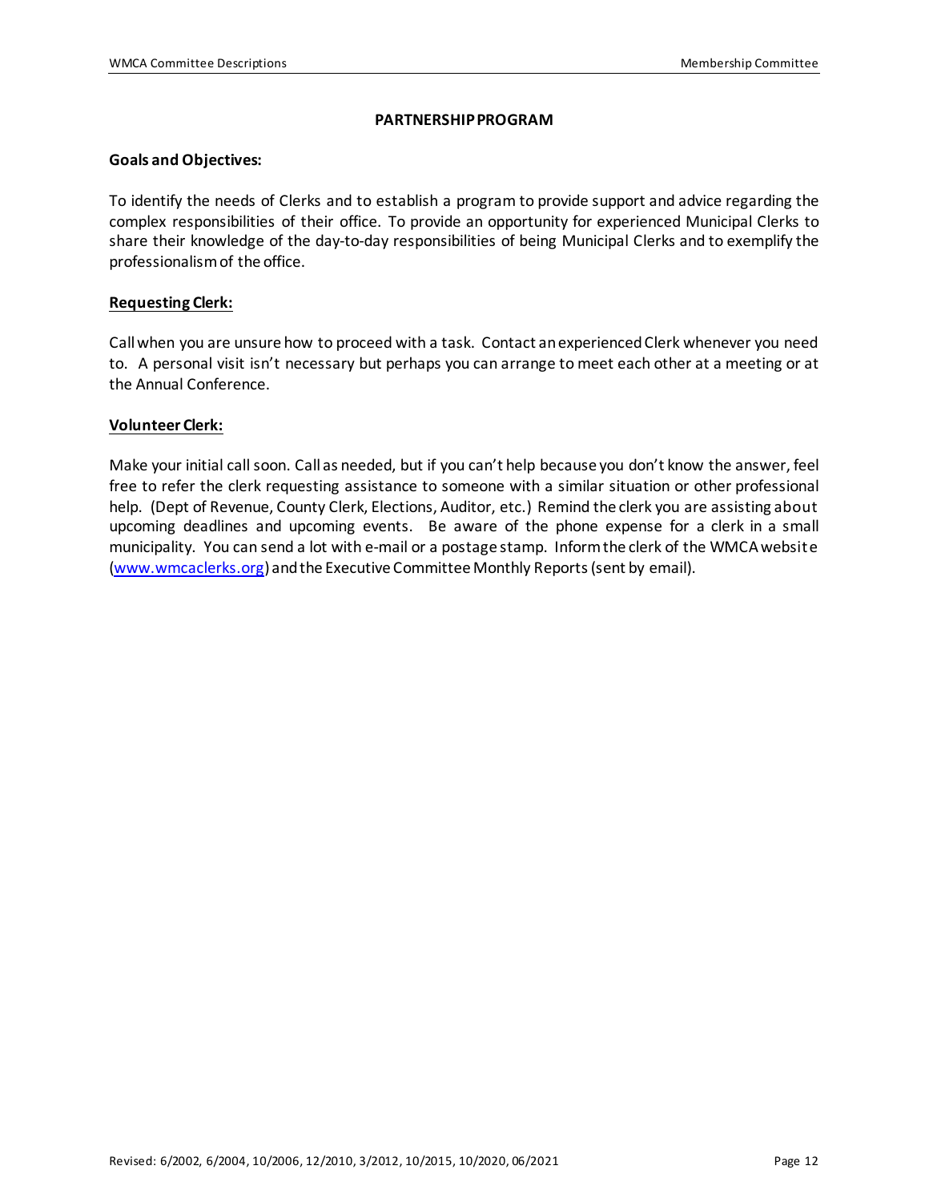## PARTNERSHIP PROGRAM

**Goals and Objectives:**

To identify the needs of Clerks and to establish a program to provide support and advice regarding the complex responsibilities of their office. To provide an opportunity for experienced Municipal Clerks to share their knowledge of the day-to-day responsibilities of being Municipal Clerks and to exemplify the professionalism of the office.

**Requesting Clerk:**

Call when you are unsure how to proceed with a task. Contact an experienced Clerk whenever you need to. A personal visit isn't necessary but perhaps you can arrange to meet each other at a meeting or at the Annual Conference.

**Volunteer Clerk:**

Make your initial call soon. Call as needed, but if you can't help because you don't know the answer, feel free to refer the clerk requesting assistance to someone with a similar situation or other professional help. (Dept of Revenue, County Clerk, Elections, Auditor, etc.) Remind the clerk you are assisting about upcoming deadlines and upcoming events. Be aware of the phone expense for a clerk in a small municipality. You can send a lot with e-mail or a postage stamp. Inform the clerk of the WMCA website (www.wmcaclerks.org) and the Executive Committee Monthly Reports (sent by email).

Revised: 6/2002, 6/2004, 10/2006, 12/2010, 3/2012, 10/2015, 10/2020, 06/2021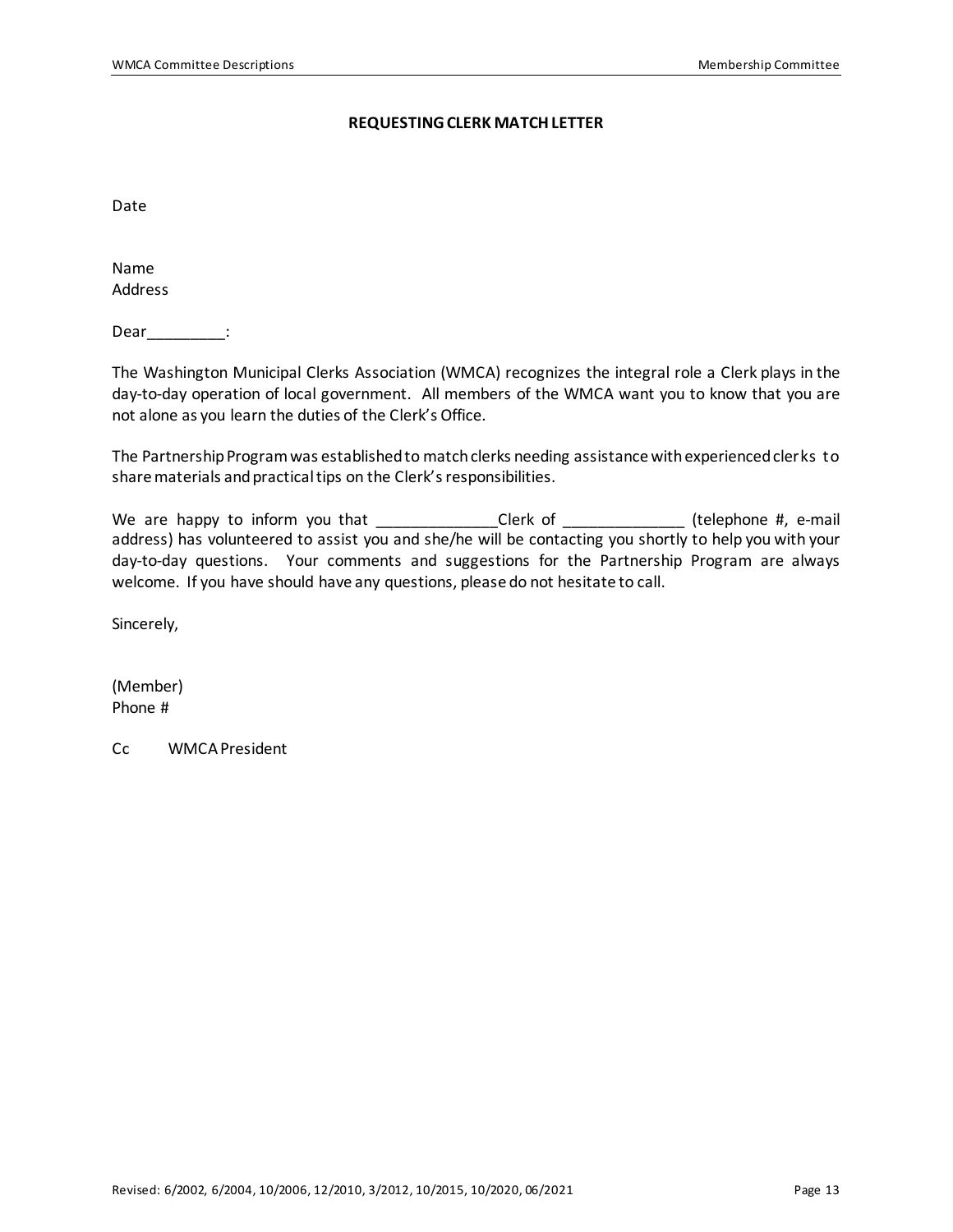**REQUESTING CLERK MATCH LETTER**

Date

Name
Address

Dear_________:

The Washington Municipal Clerks Association (WMCA) recognizes the integral role a Clerk plays in the day-to-day operation of local government. All members of the WMCA want you to know that you are not alone as you learn the duties of the Clerk's Office.

The Partnership Program was established to match clerks needing assistance with experienced clerks to share materials and practical tips on the Clerk's responsibilities.

We are happy to inform you that ______________Clerk of ______________ (telephone #, e-mail address) has volunteered to assist you and she/he will be contacting you shortly to help you with your day-to-day questions. Your comments and suggestions for the Partnership Program are always welcome. If you have should have any questions, please do not hesitate to call.

Sincerely,

(Member)
Phone #

Cc WMCA President

Revised: 6/2002, 6/2004, 10/2006, 12/2010, 3/2012, 10/2015, 10/2020, 06/2021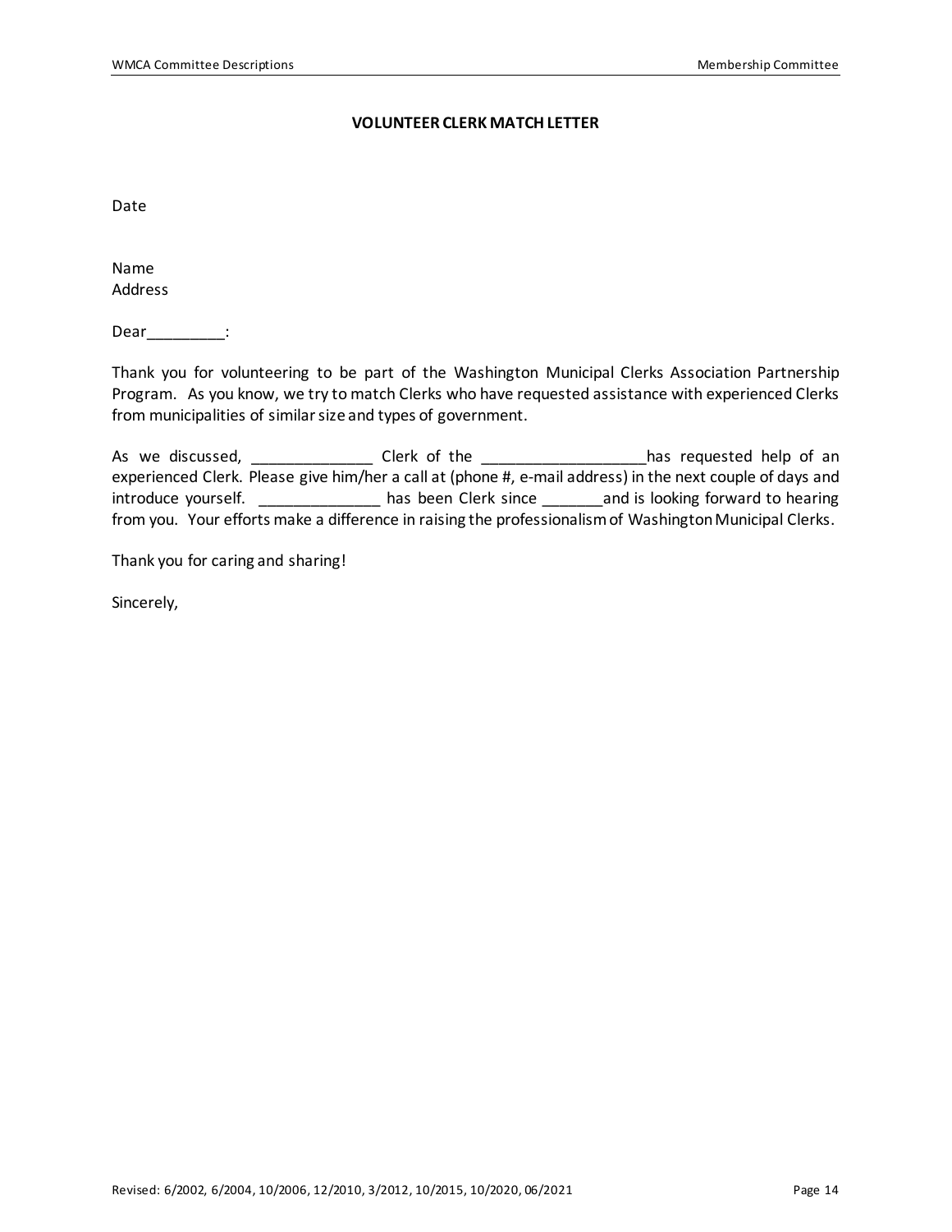**VOLUNTEER CLERK MATCH LETTER**

Date

Name
Address

Dear_________:

Thank you for volunteering to be part of the Washington Municipal Clerks Association Partnership Program. As you know, we try to match Clerks who have requested assistance with experienced Clerks from municipalities of similar size and types of government.

As we discussed, ______________ Clerk of the ___________________has requested help of an experienced Clerk. Please give him/her a call at (phone #, e-mail address) in the next couple of days and introduce yourself. ______________ has been Clerk since _______and is looking forward to hearing from you. Your efforts make a difference in raising the professionalism of Washington Municipal Clerks.

Thank you for caring and sharing!

Sincerely,

Revised: 6/2002, 6/2004, 10/2006, 12/2010, 3/2012, 10/2015, 10/2020, 06/2021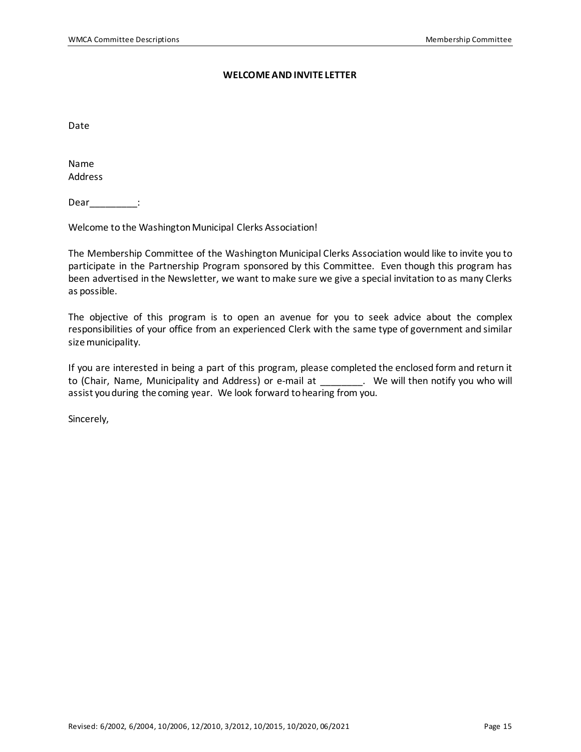**WELCOME AND INVITE LETTER**

Date

Name
Address

Dear_________:

Welcome to the Washington Municipal Clerks Association!

The Membership Committee of the Washington Municipal Clerks Association would like to invite you to participate in the Partnership Program sponsored by this Committee. Even though this program has been advertised in the Newsletter, we want to make sure we give a special invitation to as many Clerks as possible.

The objective of this program is to open an avenue for you to seek advice about the complex responsibilities of your office from an experienced Clerk with the same type of government and similar size municipality.

If you are interested in being a part of this program, please completed the enclosed form and return it to (Chair, Name, Municipality and Address) or e-mail at ________. We will then notify you who will assist you during the coming year. We look forward to hearing from you.

Sincerely,

Revised: 6/2002, 6/2004, 10/2006, 12/2010, 3/2012, 10/2015, 10/2020, 06/2021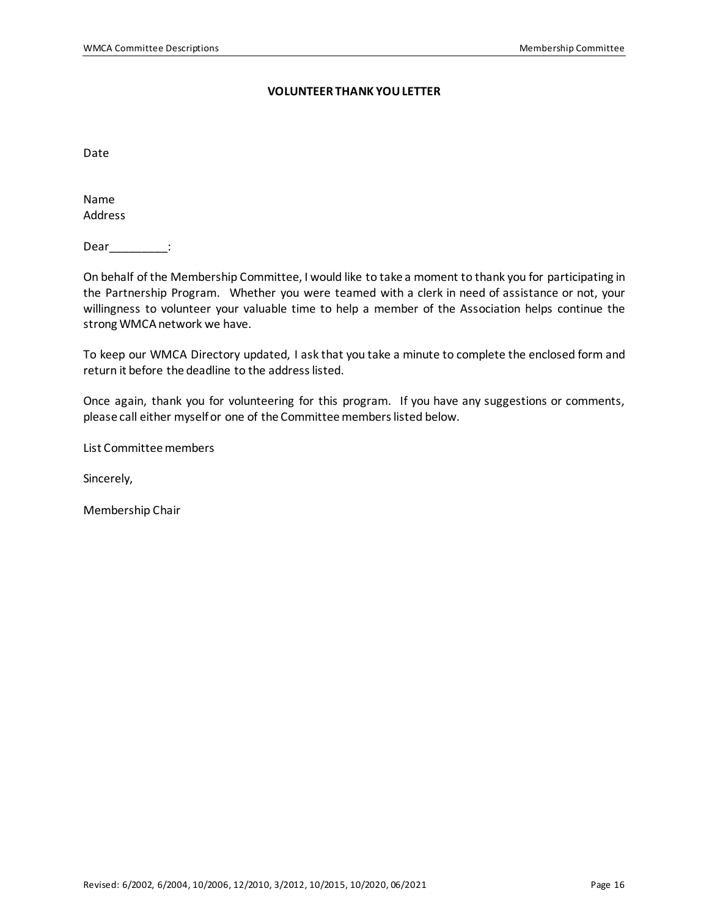**VOLUNTEER THANK YOU LETTER**

Date

Name
Address

Dear_________:

On behalf of the Membership Committee, I would like to take a moment to thank you for participating in the Partnership Program. Whether you were teamed with a clerk in need of assistance or not, your willingness to volunteer your valuable time to help a member of the Association helps continue the strong WMCA network we have.

To keep our WMCA Directory updated, I ask that you take a minute to complete the enclosed form and return it before the deadline to the address listed.

Once again, thank you for volunteering for this program. If you have any suggestions or comments, please call either myself or one of the Committee members listed below.

List Committee members

Sincerely,

Membership Chair

Revised: 6/2002, 6/2004, 10/2006, 12/2010, 3/2012, 10/2015, 10/2020, 06/2021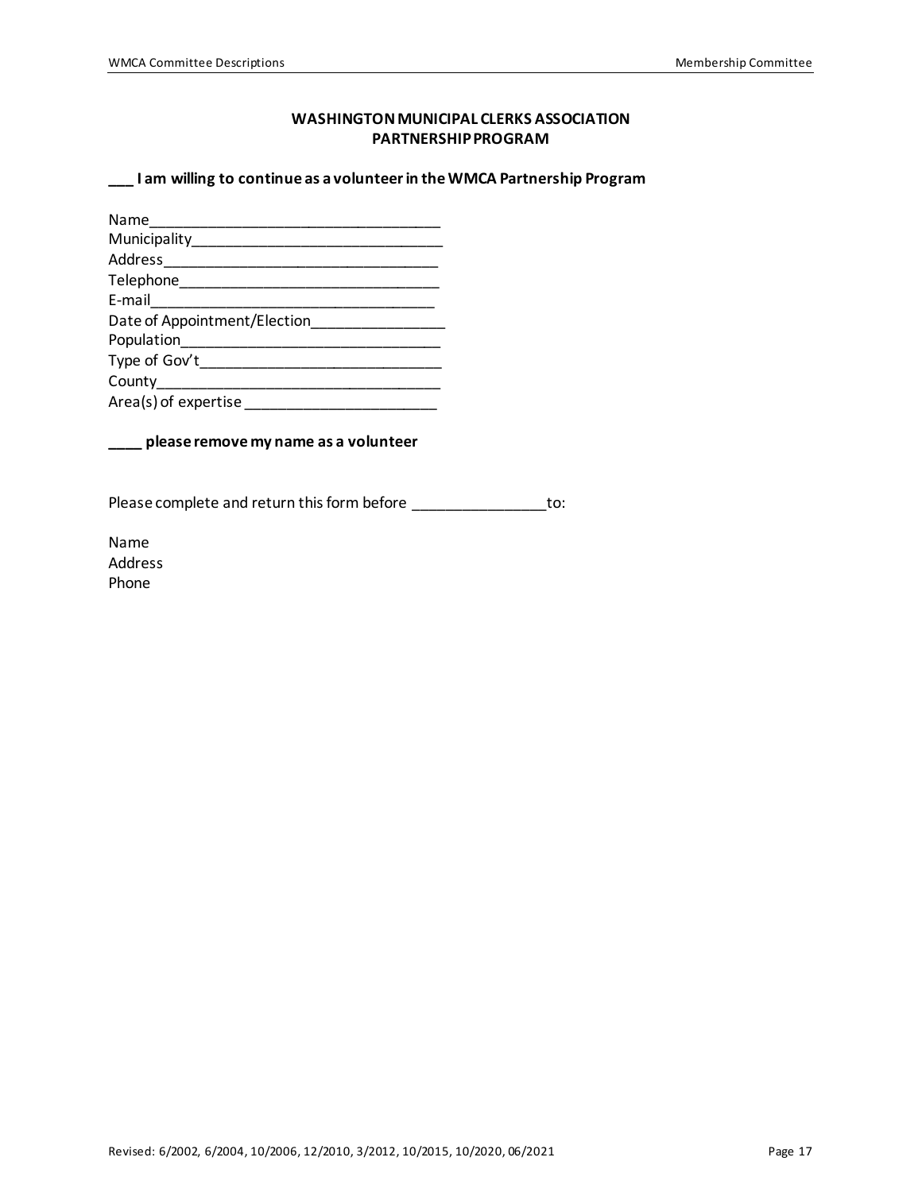## WASHINGTON MUNICIPAL CLERKS ASSOCIATION
## PARTNERSHIP PROGRAM

**___ I am willing to continue as a volunteer in the WMCA Partnership Program**

Name___________________________________
Municipality______________________________
Address_________________________________
Telephone_______________________________
E-mail__________________________________
Date of Appointment/Election________________
Population_______________________________
Type of Gov't_____________________________
County__________________________________
Area(s) of expertise ______________________

**____ please remove my name as a volunteer**

Please complete and return this form before ________________to:

Name
Address
Phone

Revised: 6/2002, 6/2004, 10/2006, 12/2010, 3/2012, 10/2015, 10/2020, 06/2021